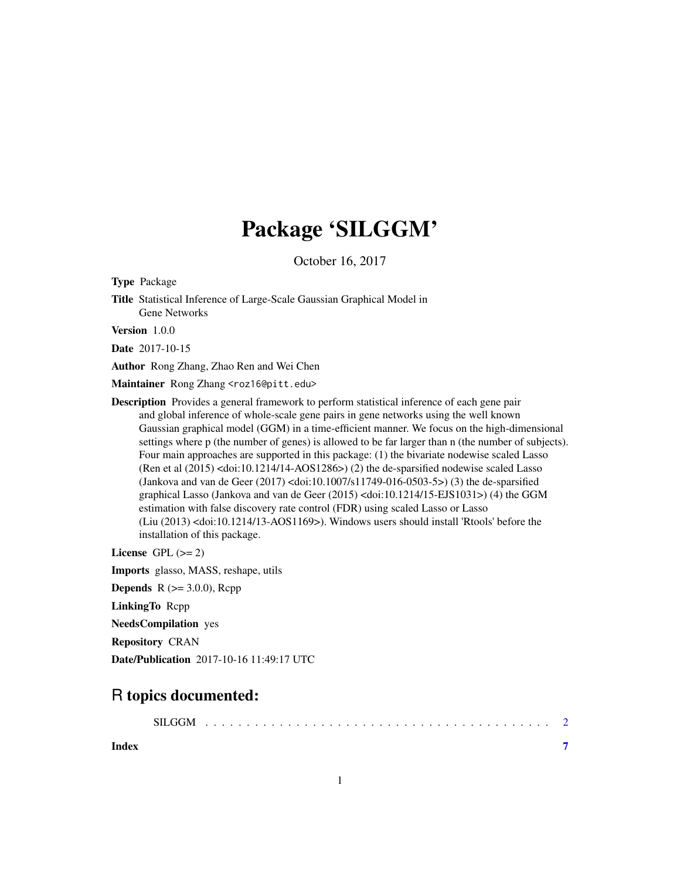# Package 'SILGGM'

October 16, 2017

**Type** Package

**Title** Statistical Inference of Large-Scale Gaussian Graphical Model in Gene Networks

**Version** 1.0.0

**Date** 2017-10-15

**Author** Rong Zhang, Zhao Ren and Wei Chen

**Maintainer** Rong Zhang <roz16@pitt.edu>

**Description** Provides a general framework to perform statistical inference of each gene pair and global inference of whole-scale gene pairs in gene networks using the well known Gaussian graphical model (GGM) in a time-efficient manner. We focus on the high-dimensional settings where p (the number of genes) is allowed to be far larger than n (the number of subjects). Four main approaches are supported in this package: (1) the bivariate nodewise scaled Lasso (Ren et al (2015) <doi:10.1214/14-AOS1286>) (2) the de-sparsified nodewise scaled Lasso (Jankova and van de Geer (2017) <doi:10.1007/s11749-016-0503-5>) (3) the de-sparsified graphical Lasso (Jankova and van de Geer (2015) <doi:10.1214/15-EJS1031>) (4) the GGM estimation with false discovery rate control (FDR) using scaled Lasso or Lasso (Liu (2013) <doi:10.1214/13-AOS1169>). Windows users should install 'Rtools' before the installation of this package.

**License** GPL (>= 2)

**Imports** glasso, MASS, reshape, utils

**Depends** R (>= 3.0.0), Rcpp

**LinkingTo** Rcpp

**NeedsCompilation** yes

**Repository** CRAN

**Date/Publication** 2017-10-16 11:49:17 UTC

## R topics documented:

SILGGM . . . . . . . . . . . . . . . . . . . . . . . . . . . . . . . . . . . . . . . . . . 2

**Index** **7**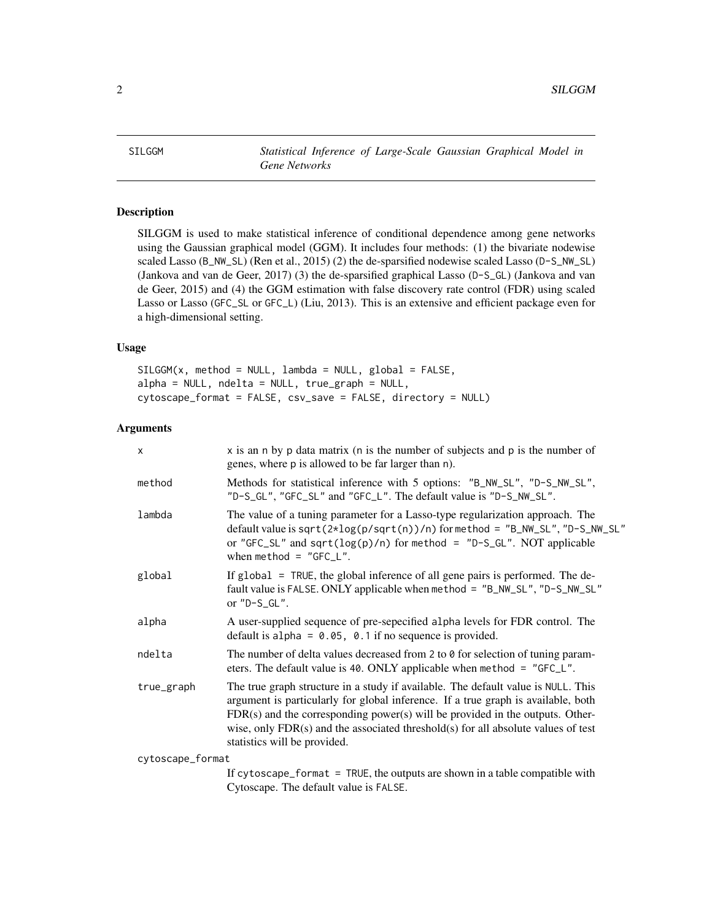SILGGM — *Statistical Inference of Large-Scale Gaussian Graphical Model in Gene Networks*

## Description

SILGGM is used to make statistical inference of conditional dependence among gene networks using the Gaussian graphical model (GGM). It includes four methods: (1) the bivariate nodewise scaled Lasso (B_NW_SL) (Ren et al., 2015) (2) the de-sparsified nodewise scaled Lasso (D-S_NW_SL) (Jankova and van de Geer, 2017) (3) the de-sparsified graphical Lasso (D-S_GL) (Jankova and van de Geer, 2015) and (4) the GGM estimation with false discovery rate control (FDR) using scaled Lasso or Lasso (GFC_SL or GFC_L) (Liu, 2013). This is an extensive and efficient package even for a high-dimensional setting.

## Usage

```
SILGGM(x, method = NULL, lambda = NULL, global = FALSE,
alpha = NULL, ndelta = NULL, true_graph = NULL,
cytoscape_format = FALSE, csv_save = FALSE, directory = NULL)
```

## Arguments

| Argument | Description |
|---|---|
| x | x is an n by p data matrix (n is the number of subjects and p is the number of genes, where p is allowed to be far larger than n). |
| method | Methods for statistical inference with 5 options: "B_NW_SL", "D-S_NW_SL", "D-S_GL", "GFC_SL" and "GFC_L". The default value is "D-S_NW_SL". |
| lambda | The value of a tuning parameter for a Lasso-type regularization approach. The default value is sqrt(2*log(p/sqrt(n))/n) for method = "B_NW_SL", "D-S_NW_SL" or "GFC_SL" and sqrt(log(p)/n) for method = "D-S_GL". NOT applicable when method = "GFC_L". |
| global | If global = TRUE, the global inference of all gene pairs is performed. The default value is FALSE. ONLY applicable when method = "B_NW_SL", "D-S_NW_SL" or "D-S_GL". |
| alpha | A user-supplied sequence of pre-sepecified alpha levels for FDR control. The default is alpha = 0.05, 0.1 if no sequence is provided. |
| ndelta | The number of delta values decreased from 2 to 0 for selection of tuning parameters. The default value is 40. ONLY applicable when method = "GFC_L". |
| true_graph | The true graph structure in a study if available. The default value is NULL. This argument is particularly for global inference. If a true graph is available, both FDR(s) and the corresponding power(s) will be provided in the outputs. Otherwise, only FDR(s) and the associated threshold(s) for all absolute values of test statistics will be provided. |
| cytoscape_format | If cytoscape_format = TRUE, the outputs are shown in a table compatible with Cytoscape. The default value is FALSE. |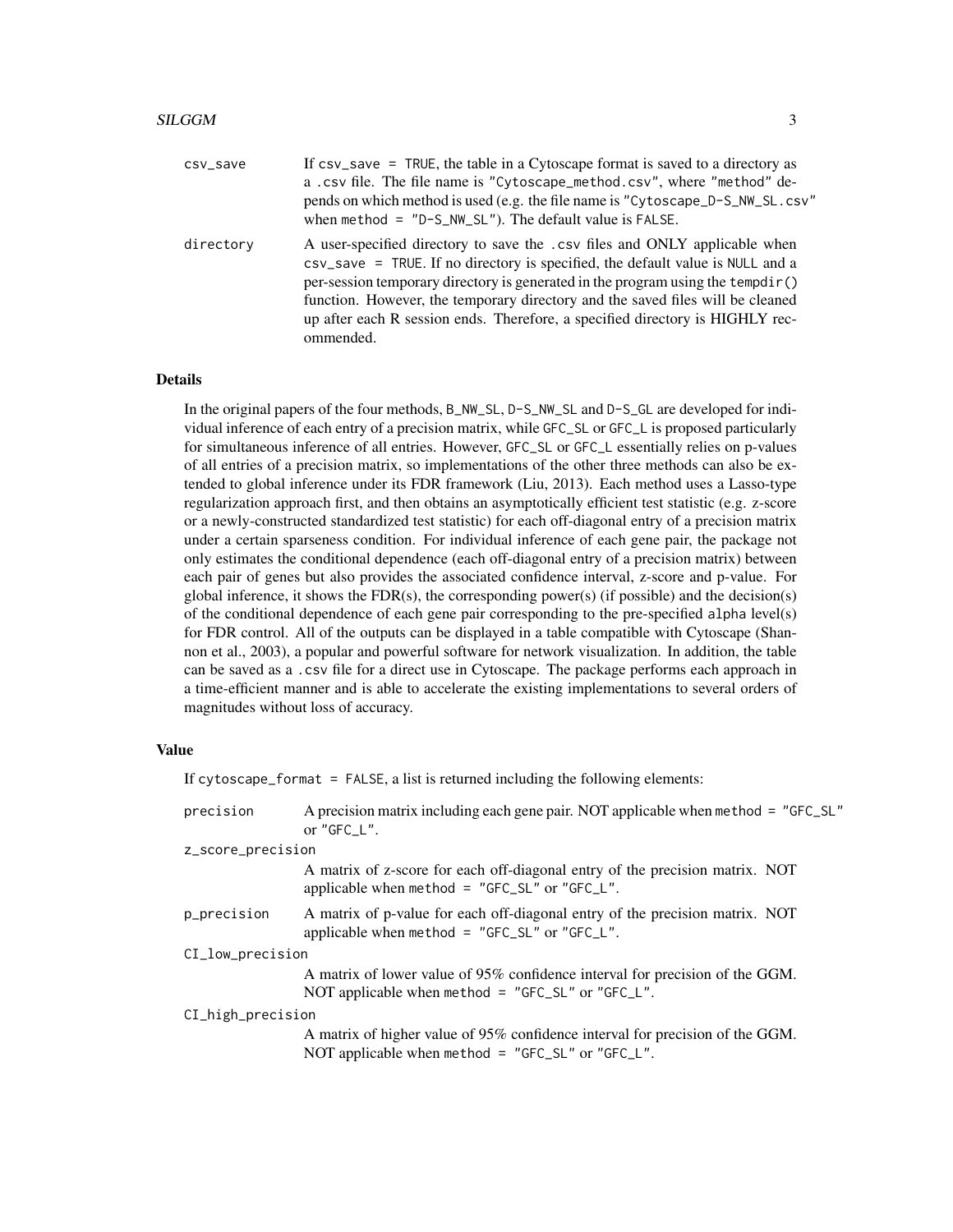| | |
|---|---|
| csv_save | If `csv_save = TRUE`, the table in a Cytoscape format is saved to a directory as a .csv file. The file name is "Cytoscape_method.csv", where "method" depends on which method is used (e.g. the file name is "Cytoscape_D-S_NW_SL.csv" when `method = "D-S_NW_SL"`). The default value is FALSE. |
| directory | A user-specified directory to save the .csv files and ONLY applicable when `csv_save = TRUE`. If no directory is specified, the default value is NULL and a per-session temporary directory is generated in the program using the `tempdir()` function. However, the temporary directory and the saved files will be cleaned up after each R session ends. Therefore, a specified directory is HIGHLY recommended. |

## Details

In the original papers of the four methods, B_NW_SL, D-S_NW_SL and D-S_GL are developed for individual inference of each entry of a precision matrix, while GFC_SL or GFC_L is proposed particularly for simultaneous inference of all entries. However, GFC_SL or GFC_L essentially relies on p-values of all entries of a precision matrix, so implementations of the other three methods can also be extended to global inference under its FDR framework (Liu, 2013). Each method uses a Lasso-type regularization approach first, and then obtains an asymptotically efficient test statistic (e.g. z-score or a newly-constructed standardized test statistic) for each off-diagonal entry of a precision matrix under a certain sparseness condition. For individual inference of each gene pair, the package not only estimates the conditional dependence (each off-diagonal entry of a precision matrix) between each pair of genes but also provides the associated confidence interval, z-score and p-value. For global inference, it shows the FDR(s), the corresponding power(s) (if possible) and the decision(s) of the conditional dependence of each gene pair corresponding to the pre-specified alpha level(s) for FDR control. All of the outputs can be displayed in a table compatible with Cytoscape (Shannon et al., 2003), a popular and powerful software for network visualization. In addition, the table can be saved as a .csv file for a direct use in Cytoscape. The package performs each approach in a time-efficient manner and is able to accelerate the existing implementations to several orders of magnitudes without loss of accuracy.

## Value

If `cytoscape_format = FALSE`, a list is returned including the following elements:

| | |
|---|---|
| precision | A precision matrix including each gene pair. NOT applicable when `method = "GFC_SL"` or `"GFC_L"`. |
| z_score_precision | A matrix of z-score for each off-diagonal entry of the precision matrix. NOT applicable when `method = "GFC_SL"` or `"GFC_L"`. |
| p_precision | A matrix of p-value for each off-diagonal entry of the precision matrix. NOT applicable when `method = "GFC_SL"` or `"GFC_L"`. |
| CI_low_precision | A matrix of lower value of 95% confidence interval for precision of the GGM. NOT applicable when `method = "GFC_SL"` or `"GFC_L"`. |
| CI_high_precision | A matrix of higher value of 95% confidence interval for precision of the GGM. NOT applicable when `method = "GFC_SL"` or `"GFC_L"`. |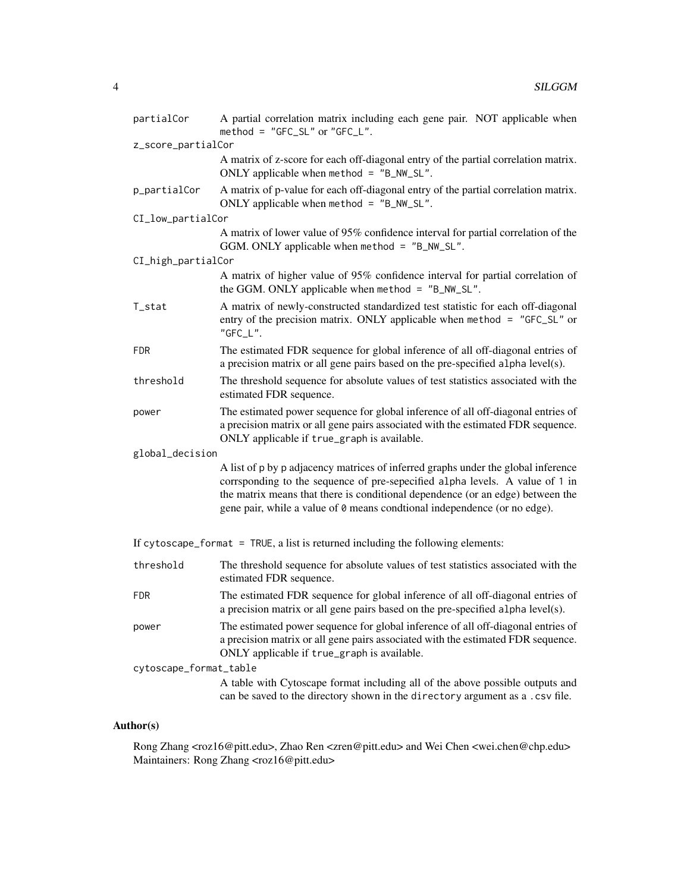partialCor
: A partial correlation matrix including each gene pair. NOT applicable when `method = "GFC_SL"` or `"GFC_L"`.

z_score_partialCor
: A matrix of z-score for each off-diagonal entry of the partial correlation matrix. ONLY applicable when `method = "B_NW_SL"`.

p_partialCor
: A matrix of p-value for each off-diagonal entry of the partial correlation matrix. ONLY applicable when `method = "B_NW_SL"`.

CI_low_partialCor
: A matrix of lower value of 95% confidence interval for partial correlation of the GGM. ONLY applicable when `method = "B_NW_SL"`.

CI_high_partialCor
: A matrix of higher value of 95% confidence interval for partial correlation of the GGM. ONLY applicable when `method = "B_NW_SL"`.

T_stat
: A matrix of newly-constructed standardized test statistic for each off-diagonal entry of the precision matrix. ONLY applicable when `method = "GFC_SL"` or `"GFC_L"`.

FDR
: The estimated FDR sequence for global inference of all off-diagonal entries of a precision matrix or all gene pairs based on the pre-specified `alpha` level(s).

threshold
: The threshold sequence for absolute values of test statistics associated with the estimated FDR sequence.

power
: The estimated power sequence for global inference of all off-diagonal entries of a precision matrix or all gene pairs associated with the estimated FDR sequence. ONLY applicable if `true_graph` is available.

global_decision
: A list of p by p adjacency matrices of inferred graphs under the global inference corrsponding to the sequence of pre-sepecified `alpha` levels. A value of `1` in the matrix means that there is conditional dependence (or an edge) between the gene pair, while a value of `0` means condtional independence (or no edge).

If `cytoscape_format = TRUE`, a list is returned including the following elements:

threshold
: The threshold sequence for absolute values of test statistics associated with the estimated FDR sequence.

FDR
: The estimated FDR sequence for global inference of all off-diagonal entries of a precision matrix or all gene pairs based on the pre-specified `alpha` level(s).

power
: The estimated power sequence for global inference of all off-diagonal entries of a precision matrix or all gene pairs associated with the estimated FDR sequence. ONLY applicable if `true_graph` is available.

cytoscape_format_table
: A table with Cytoscape format including all of the above possible outputs and can be saved to the directory shown in the `directory` argument as a `.csv` file.

## Author(s)

Rong Zhang <roz16@pitt.edu>, Zhao Ren <zren@pitt.edu> and Wei Chen <wei.chen@chp.edu>
Maintainers: Rong Zhang <roz16@pitt.edu>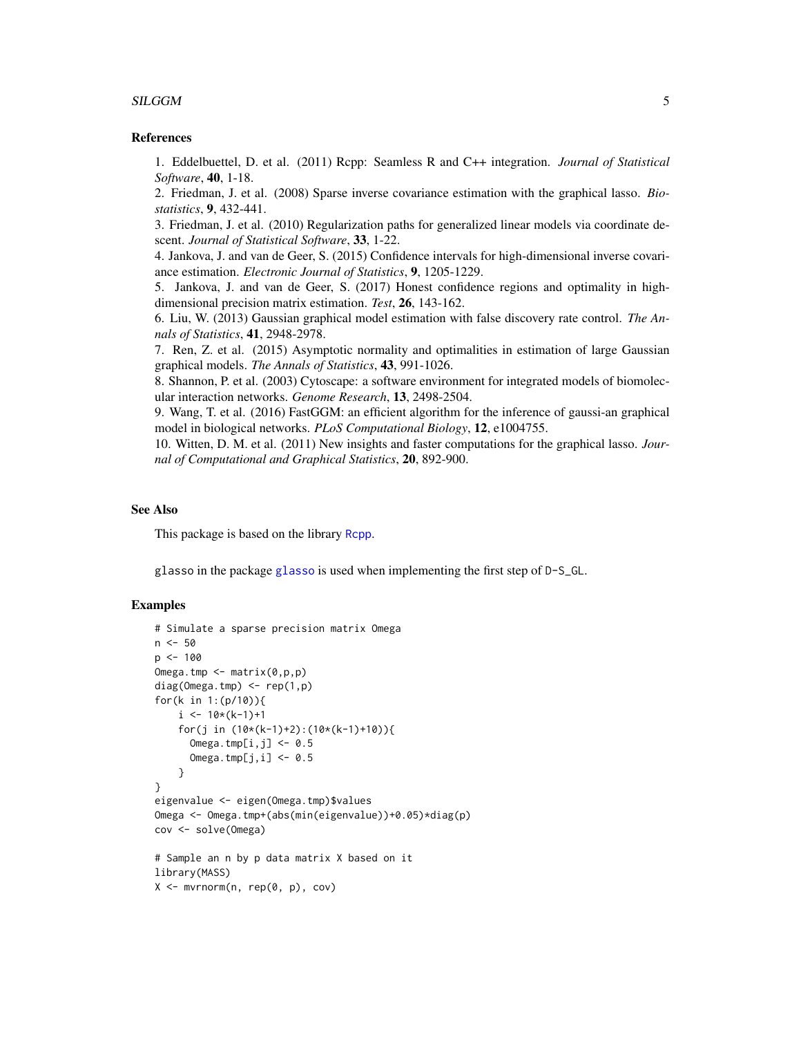## References

1. Eddelbuettel, D. et al. (2011) Rcpp: Seamless R and C++ integration. *Journal of Statistical Software*, **40**, 1-18.
2. Friedman, J. et al. (2008) Sparse inverse covariance estimation with the graphical lasso. *Biostatistics*, **9**, 432-441.
3. Friedman, J. et al. (2010) Regularization paths for generalized linear models via coordinate descent. *Journal of Statistical Software*, **33**, 1-22.
4. Jankova, J. and van de Geer, S. (2015) Confidence intervals for high-dimensional inverse covariance estimation. *Electronic Journal of Statistics*, **9**, 1205-1229.
5. Jankova, J. and van de Geer, S. (2017) Honest confidence regions and optimality in high-dimensional precision matrix estimation. *Test*, **26**, 143-162.
6. Liu, W. (2013) Gaussian graphical model estimation with false discovery rate control. *The Annals of Statistics*, **41**, 2948-2978.
7. Ren, Z. et al. (2015) Asymptotic normality and optimalities in estimation of large Gaussian graphical models. *The Annals of Statistics*, **43**, 991-1026.
8. Shannon, P. et al. (2003) Cytoscape: a software environment for integrated models of biomolecular interaction networks. *Genome Research*, **13**, 2498-2504.
9. Wang, T. et al. (2016) FastGGM: an efficient algorithm for the inference of gaussi-an graphical model in biological networks. *PLoS Computational Biology*, **12**, e1004755.
10. Witten, D. M. et al. (2011) New insights and faster computations for the graphical lasso. *Journal of Computational and Graphical Statistics*, **20**, 892-900.

## See Also

This package is based on the library Rcpp.

glasso in the package glasso is used when implementing the first step of D-S_GL.

## Examples

```
# Simulate a sparse precision matrix Omega
n <- 50
p <- 100
Omega.tmp <- matrix(0,p,p)
diag(Omega.tmp) <- rep(1,p)
for(k in 1:(p/10)){
    i <- 10*(k-1)+1
    for(j in (10*(k-1)+2):(10*(k-1)+10)){
      Omega.tmp[i,j] <- 0.5
      Omega.tmp[j,i] <- 0.5
    }
}
eigenvalue <- eigen(Omega.tmp)$values
Omega <- Omega.tmp+(abs(min(eigenvalue))+0.05)*diag(p)
cov <- solve(Omega)

# Sample an n by p data matrix X based on it
library(MASS)
X <- mvrnorm(n, rep(0, p), cov)
```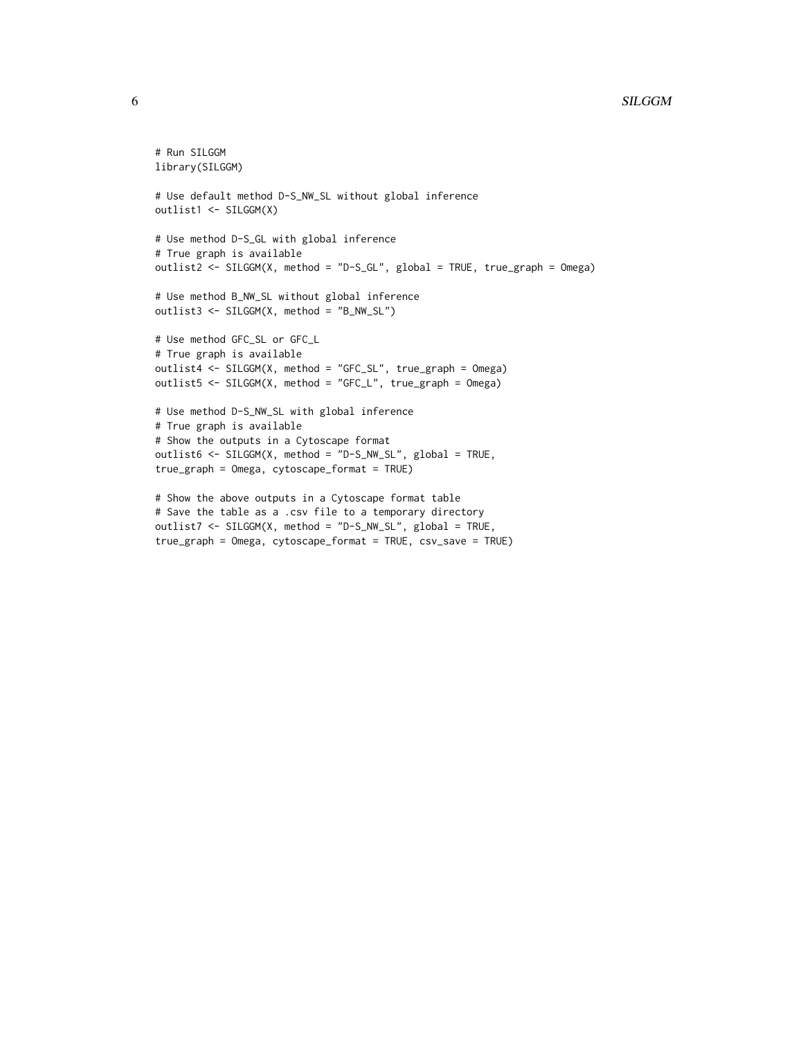```
# Run SILGGM
library(SILGGM)

# Use default method D-S_NW_SL without global inference
outlist1 <- SILGGM(X)

# Use method D-S_GL with global inference
# True graph is available
outlist2 <- SILGGM(X, method = "D-S_GL", global = TRUE, true_graph = Omega)

# Use method B_NW_SL without global inference
outlist3 <- SILGGM(X, method = "B_NW_SL")

# Use method GFC_SL or GFC_L
# True graph is available
outlist4 <- SILGGM(X, method = "GFC_SL", true_graph = Omega)
outlist5 <- SILGGM(X, method = "GFC_L", true_graph = Omega)

# Use method D-S_NW_SL with global inference
# True graph is available
# Show the outputs in a Cytoscape format
outlist6 <- SILGGM(X, method = "D-S_NW_SL", global = TRUE,
true_graph = Omega, cytoscape_format = TRUE)

# Show the above outputs in a Cytoscape format table
# Save the table as a .csv file to a temporary directory
outlist7 <- SILGGM(X, method = "D-S_NW_SL", global = TRUE,
true_graph = Omega, cytoscape_format = TRUE, csv_save = TRUE)
```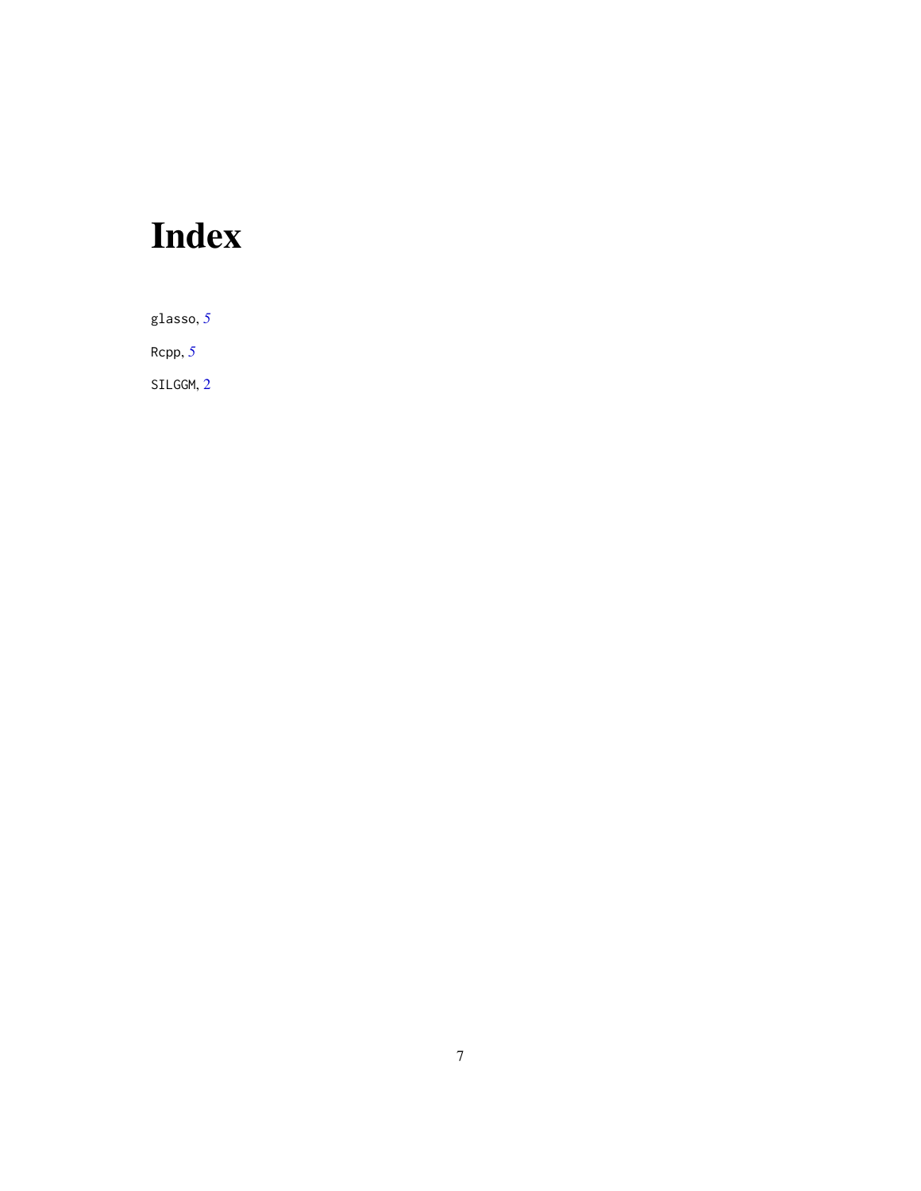# Index

glasso, *5*

Rcpp, *5*

SILGGM, 2